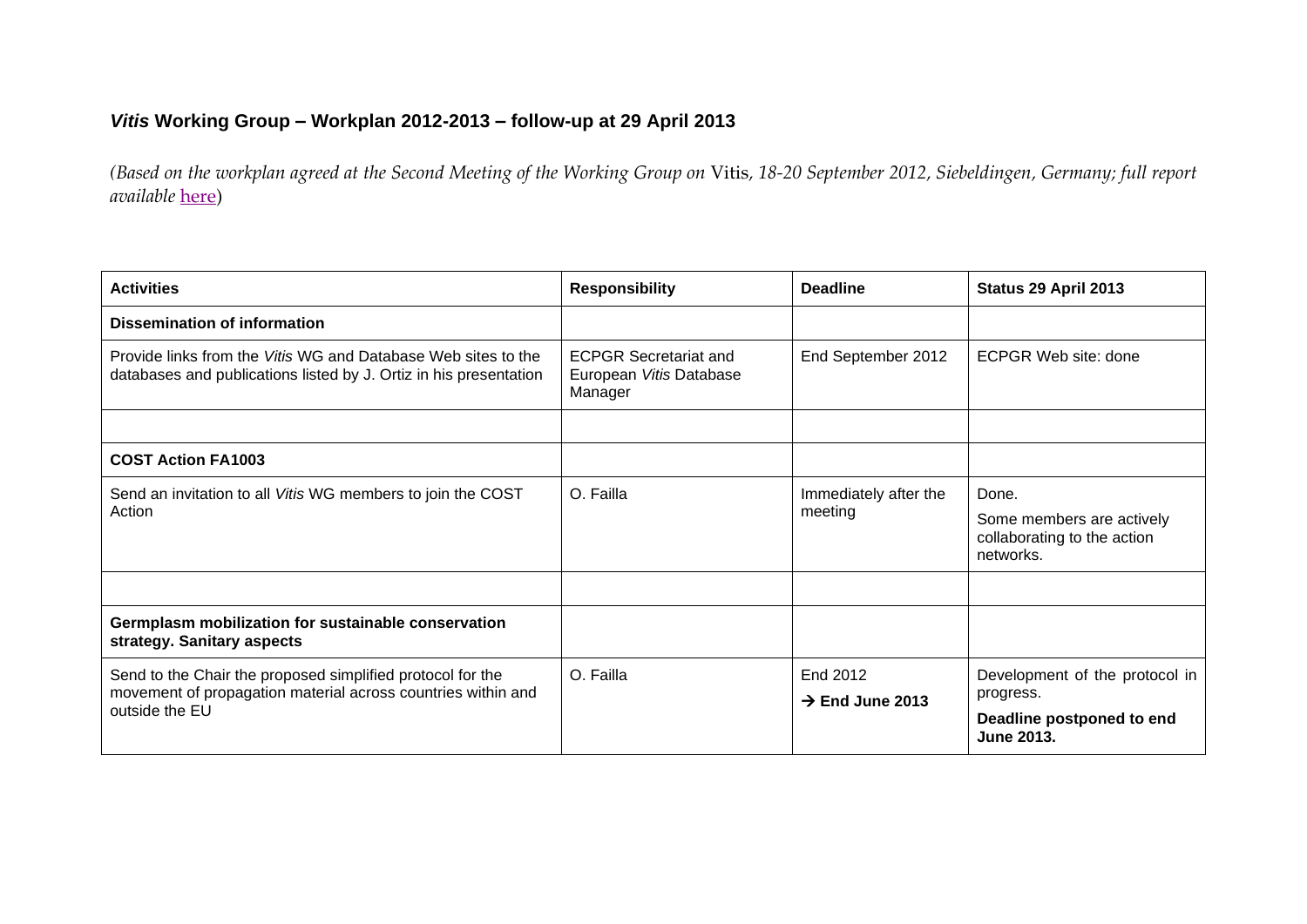# *Vitis* Working Group – Workplan 2012-2013 – follow-up at 29 April 2013

*(Based on the workplan agreed at the Second Meeting of the Working Group on* Vitis*, 18-20 September 2012, Siebeldingen, Germany; full report available* here)

| Activities | Responsibility | Deadline | Status 29 April 2013 |
|---|---|---|---|
| **Dissemination of information** | | | |
| Provide links from the *Vitis* WG and Database Web sites to the databases and publications listed by J. Ortiz in his presentation | ECPGR Secretariat and European *Vitis* Database Manager | End September 2012 | ECPGR Web site: done |
| | | | |
| **COST Action FA1003** | | | |
| Send an invitation to all *Vitis* WG members to join the COST Action | O. Failla | Immediately after the meeting | Done. Some members are actively collaborating to the action networks. |
| | | | |
| **Germplasm mobilization for sustainable conservation strategy. Sanitary aspects** | | | |
| Send to the Chair the proposed simplified protocol for the movement of propagation material across countries within and outside the EU | O. Failla | End 2012 → **End June 2013** | Development of the protocol in progress. **Deadline postponed to end June 2013.** |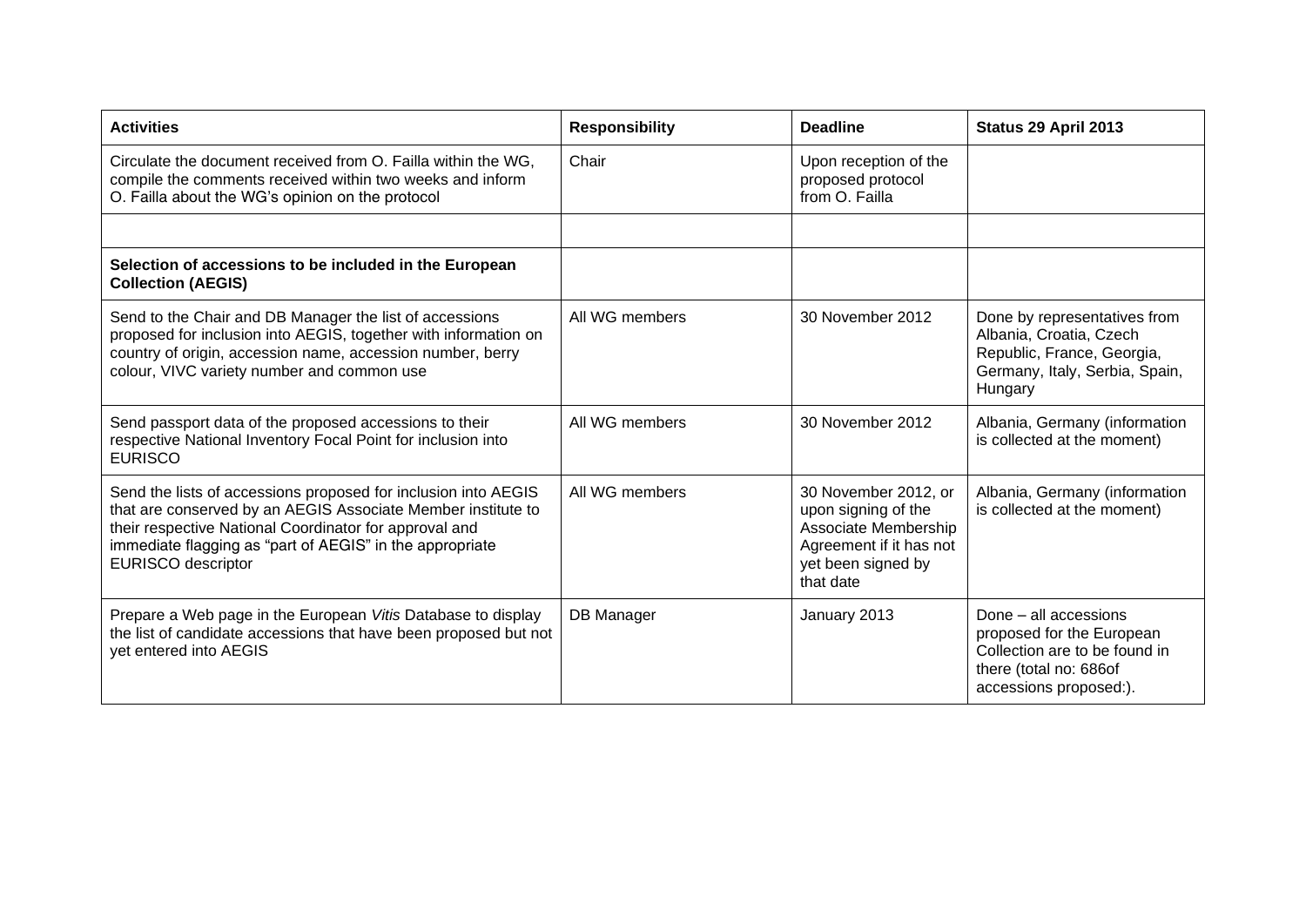| Activities | Responsibility | Deadline | Status 29 April 2013 |
|---|---|---|---|
| Circulate the document received from O. Failla within the WG, compile the comments received within two weeks and inform O. Failla about the WG's opinion on the protocol | Chair | Upon reception of the proposed protocol from O. Failla | |
| | | | |
| **Selection of accessions to be included in the European Collection (AEGIS)** | | | |
| Send to the Chair and DB Manager the list of accessions proposed for inclusion into AEGIS, together with information on country of origin, accession name, accession number, berry colour, VIVC variety number and common use | All WG members | 30 November 2012 | Done by representatives from Albania, Croatia, Czech Republic, France, Georgia, Germany, Italy, Serbia, Spain, Hungary |
| Send passport data of the proposed accessions to their respective National Inventory Focal Point for inclusion into EURISCO | All WG members | 30 November 2012 | Albania, Germany (information is collected at the moment) |
| Send the lists of accessions proposed for inclusion into AEGIS that are conserved by an AEGIS Associate Member institute to their respective National Coordinator for approval and immediate flagging as "part of AEGIS" in the appropriate EURISCO descriptor | All WG members | 30 November 2012, or upon signing of the Associate Membership Agreement if it has not yet been signed by that date | Albania, Germany (information is collected at the moment) |
| Prepare a Web page in the European *Vitis* Database to display the list of candidate accessions that have been proposed but not yet entered into AEGIS | DB Manager | January 2013 | Done – all accessions proposed for the European Collection are to be found in there (total no: 686of accessions proposed:). |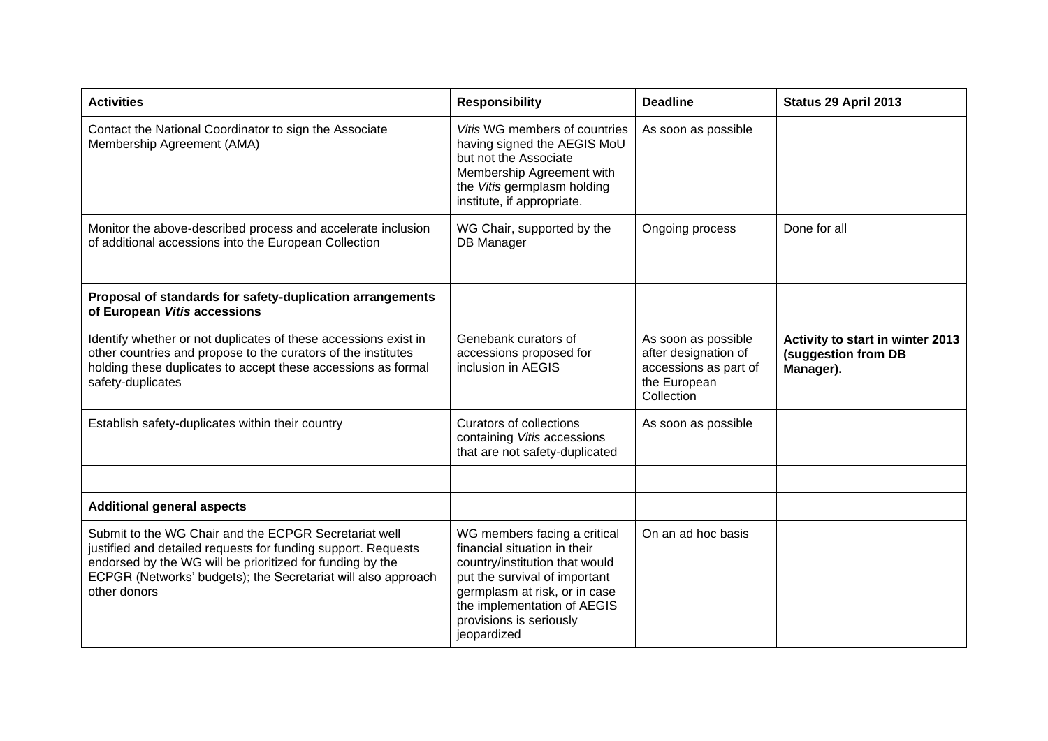| **Activities** | **Responsibility** | **Deadline** | **Status 29 April 2013** |
|---|---|---|---|
| Contact the National Coordinator to sign the Associate Membership Agreement (AMA) | *Vitis* WG members of countries having signed the AEGIS MoU but not the Associate Membership Agreement with the *Vitis* germplasm holding institute, if appropriate. | As soon as possible | |
| Monitor the above-described process and accelerate inclusion of additional accessions into the European Collection | WG Chair, supported by the DB Manager | Ongoing process | Done for all |
| | | | |
| **Proposal of standards for safety-duplication arrangements of European *Vitis* accessions** | | | |
| Identify whether or not duplicates of these accessions exist in other countries and propose to the curators of the institutes holding these duplicates to accept these accessions as formal safety-duplicates | Genebank curators of accessions proposed for inclusion in AEGIS | As soon as possible after designation of accessions as part of the European Collection | **Activity to start in winter 2013 (suggestion from DB Manager).** |
| Establish safety-duplicates within their country | Curators of collections containing *Vitis* accessions that are not safety-duplicated | As soon as possible | |
| | | | |
| **Additional general aspects** | | | |
| Submit to the WG Chair and the ECPGR Secretariat well justified and detailed requests for funding support. Requests endorsed by the WG will be prioritized for funding by the ECPGR (Networks' budgets); the Secretariat will also approach other donors | WG members facing a critical financial situation in their country/institution that would put the survival of important germplasm at risk, or in case the implementation of AEGIS provisions is seriously jeopardized | On an ad hoc basis | |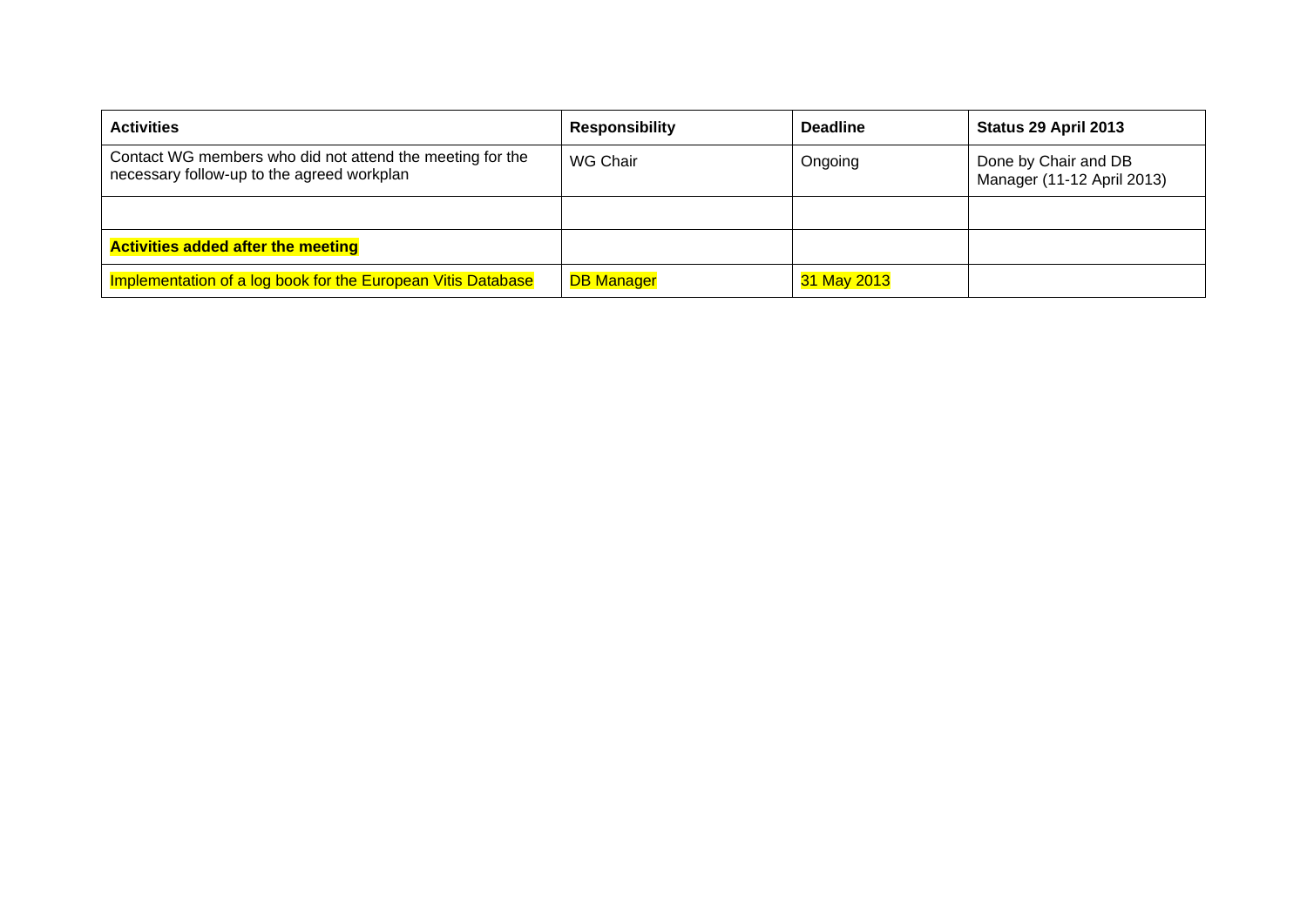| **Activities** | **Responsibility** | **Deadline** | **Status 29 April 2013** |
|---|---|---|---|
| Contact WG members who did not attend the meeting for the necessary follow-up to the agreed workplan | WG Chair | Ongoing | Done by Chair and DB Manager (11-12 April 2013) |
| | | | |
| **Activities added after the meeting** | | | |
| Implementation of a log book for the European Vitis Database | DB Manager | 31 May 2013 | |